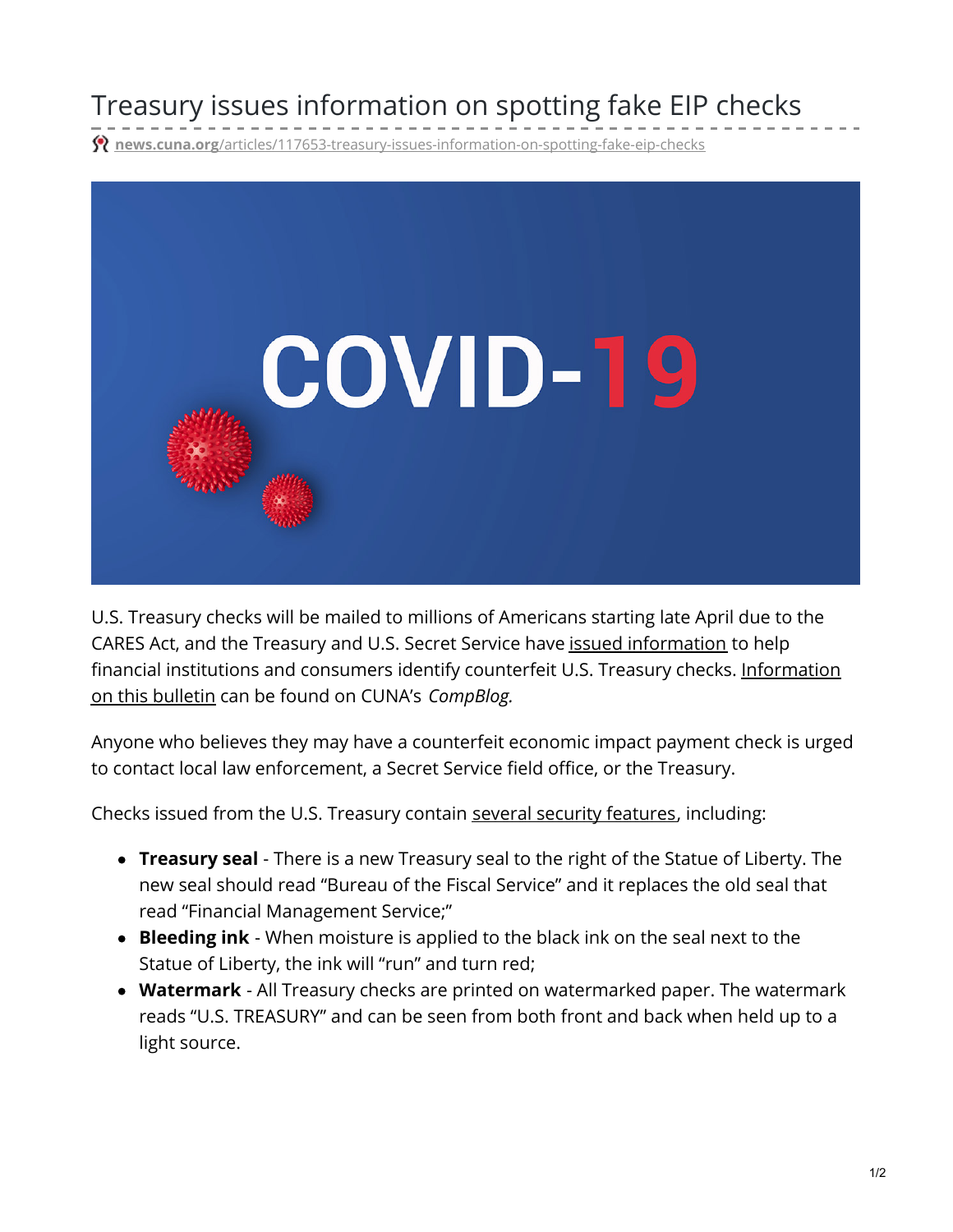# Treasury issues information on spotting fake EIP checks

news.cuna.org/articles/117653-treasury-issues-information-on-spotting-fake-eip-checks

U.S. Treasury checks will be mailed to millions of Americans starting late April due to the CARES Act, and the Treasury and U.S. Secret Service have issued information to help financial institutions and consumers identify counterfeit U.S. Treasury checks. Information on this bulletin can be found on CUNA's *CompBlog.*

Anyone who believes they may have a counterfeit economic impact payment check is urged to contact local law enforcement, a Secret Service field office, or the Treasury.

Checks issued from the U.S. Treasury contain several security features, including:

- **Treasury seal** - There is a new Treasury seal to the right of the Statue of Liberty. The new seal should read "Bureau of the Fiscal Service" and it replaces the old seal that read "Financial Management Service;"
- **Bleeding ink** - When moisture is applied to the black ink on the seal next to the Statue of Liberty, the ink will "run" and turn red;
- **Watermark** - All Treasury checks are printed on watermarked paper. The watermark reads "U.S. TREASURY" and can be seen from both front and back when held up to a light source.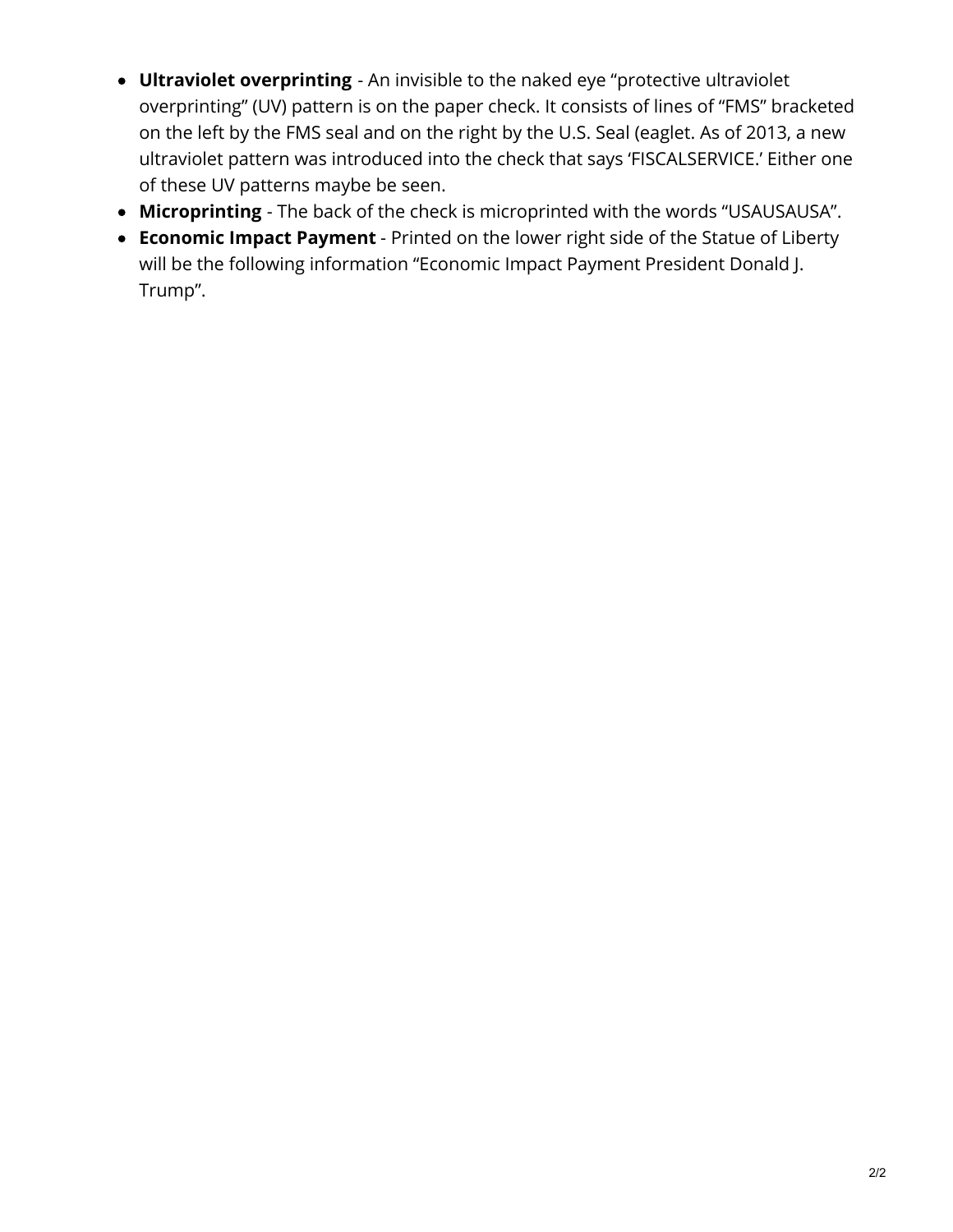- **Ultraviolet overprinting** - An invisible to the naked eye “protective ultraviolet overprinting” (UV) pattern is on the paper check. It consists of lines of “FMS” bracketed on the left by the FMS seal and on the right by the U.S. Seal (eaglet. As of 2013, a new ultraviolet pattern was introduced into the check that says ‘FISCALSERVICE.’ Either one of these UV patterns maybe be seen.
- **Microprinting** - The back of the check is microprinted with the words “USAUSAUSA”.
- **Economic Impact Payment** - Printed on the lower right side of the Statue of Liberty will be the following information “Economic Impact Payment President Donald J. Trump”.